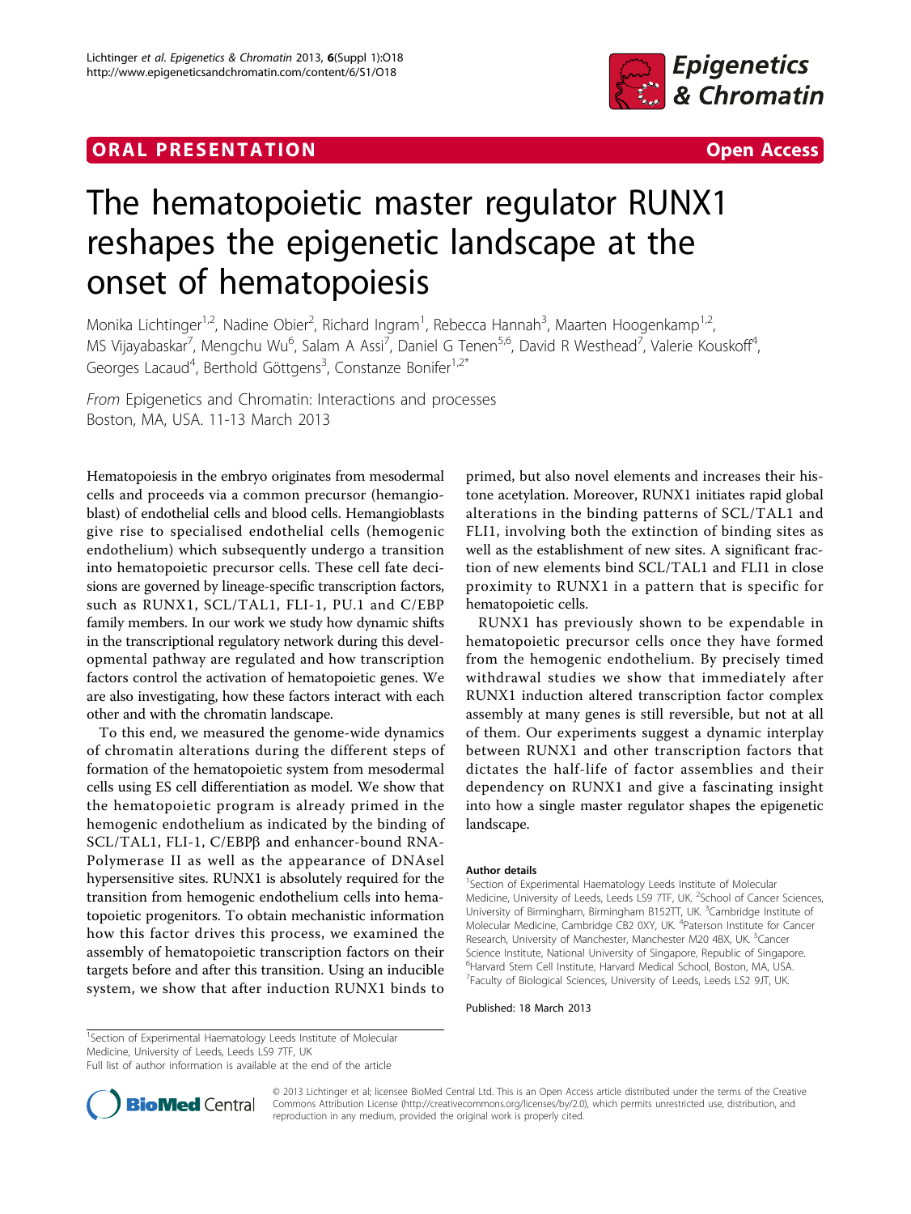ORAL PRESENTATION

Open Access

# The hematopoietic master regulator RUNX1 reshapes the epigenetic landscape at the onset of hematopoiesis

Monika Lichtinger[1,2], Nadine Obier[2], Richard Ingram[1], Rebecca Hannah[3], Maarten Hoogenkamp[1,2], MS Vijayabaskar[7], Mengchu Wu[6], Salam A Assi[7], Daniel G Tenen[5,6], David R Westhead[7], Valerie Kouskoff[4], Georges Lacaud[4], Berthold Göttgens[3], Constanze Bonifer[1,2*]

*From* Epigenetics and Chromatin: Interactions and processes
Boston, MA, USA. 11-13 March 2013

Hematopoiesis in the embryo originates from mesodermal cells and proceeds via a common precursor (hemangioblast) of endothelial cells and blood cells. Hemangioblasts give rise to specialised endothelial cells (hemogenic endothelium) which subsequently undergo a transition into hematopoietic precursor cells. These cell fate decisions are governed by lineage-specific transcription factors, such as RUNX1, SCL/TAL1, FLI-1, PU.1 and C/EBP family members. In our work we study how dynamic shifts in the transcriptional regulatory network during this developmental pathway are regulated and how transcription factors control the activation of hematopoietic genes. We are also investigating, how these factors interact with each other and with the chromatin landscape.

To this end, we measured the genome-wide dynamics of chromatin alterations during the different steps of formation of the hematopoietic system from mesodermal cells using ES cell differentiation as model. We show that the hematopoietic program is already primed in the hemogenic endothelium as indicated by the binding of SCL/TAL1, FLI-1, C/EBPβ and enhancer-bound RNA-Polymerase II as well as the appearance of DNAseI hypersensitive sites. RUNX1 is absolutely required for the transition from hemogenic endothelium cells into hematopoietic progenitors. To obtain mechanistic information how this factor drives this process, we examined the assembly of hematopoietic transcription factors on their targets before and after this transition. Using an inducible system, we show that after induction RUNX1 binds to primed, but also novel elements and increases their histone acetylation. Moreover, RUNX1 initiates rapid global alterations in the binding patterns of SCL/TAL1 and FLI1, involving both the extinction of binding sites as well as the establishment of new sites. A significant fraction of new elements bind SCL/TAL1 and FLI1 in close proximity to RUNX1 in a pattern that is specific for hematopoietic cells.

RUNX1 has previously shown to be expendable in hematopoietic precursor cells once they have formed from the hemogenic endothelium. By precisely timed withdrawal studies we show that immediately after RUNX1 induction altered transcription factor complex assembly at many genes is still reversible, but not at all of them. Our experiments suggest a dynamic interplay between RUNX1 and other transcription factors that dictates the half-life of factor assemblies and their dependency on RUNX1 and give a fascinating insight into how a single master regulator shapes the epigenetic landscape.

### Author details

[1]Section of Experimental Haematology Leeds Institute of Molecular Medicine, University of Leeds, Leeds LS9 7TF, UK. [2]School of Cancer Sciences, University of Birmingham, Birmingham B152TT, UK. [3]Cambridge Institute of Molecular Medicine, Cambridge CB2 0XY, UK. [4]Paterson Institute for Cancer Research, University of Manchester, Manchester M20 4BX, UK. [5]Cancer Science Institute, National University of Singapore, Republic of Singapore. [6]Harvard Stem Cell Institute, Harvard Medical School, Boston, MA, USA. [7]Faculty of Biological Sciences, University of Leeds, Leeds LS2 9JT, UK.

Published: 18 March 2013

[1]Section of Experimental Haematology Leeds Institute of Molecular Medicine, University of Leeds, Leeds LS9 7TF, UK
Full list of author information is available at the end of the article

© 2013 Lichtinger et al; licensee BioMed Central Ltd. This is an Open Access article distributed under the terms of the Creative Commons Attribution License (http://creativecommons.org/licenses/by/2.0), which permits unrestricted use, distribution, and reproduction in any medium, provided the original work is properly cited.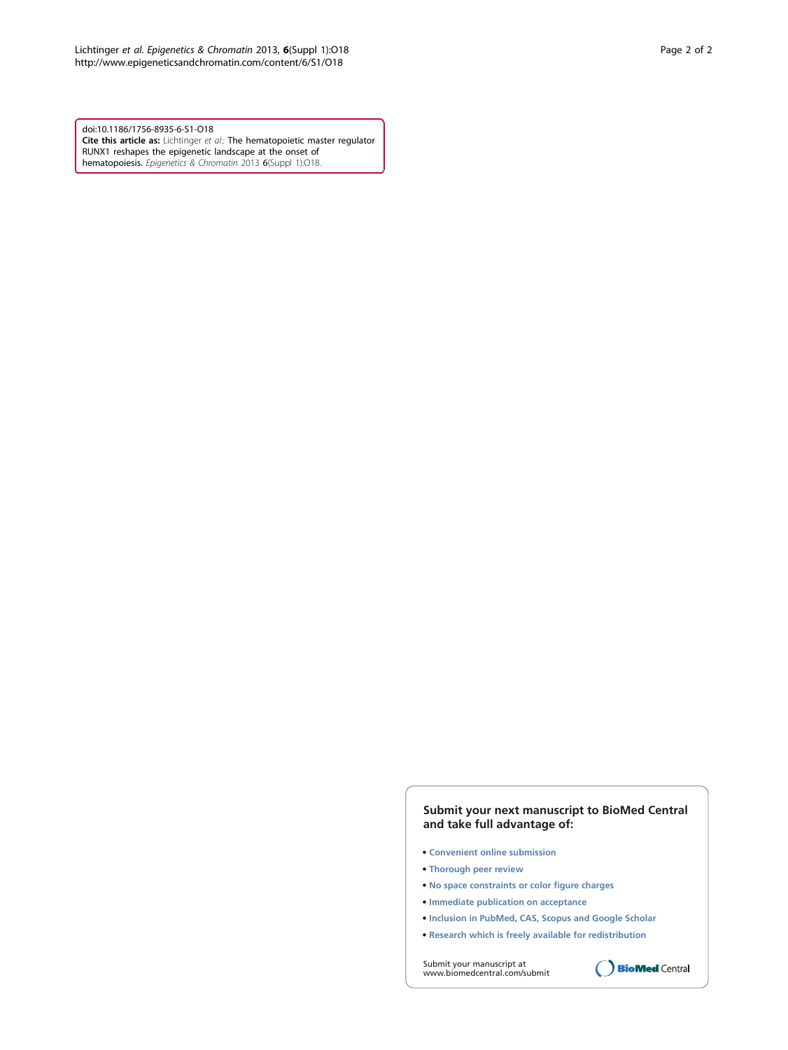doi:10.1186/1756-8935-6-S1-O18

**Cite this article as:** Lichtinger *et al.*: The hematopoietic master regulator RUNX1 reshapes the epigenetic landscape at the onset of hematopoiesis. *Epigenetics & Chromatin* 2013 **6**(Suppl 1):O18.

**Submit your next manuscript to BioMed Central and take full advantage of:**

- **Convenient online submission**
- **Thorough peer review**
- **No space constraints or color figure charges**
- **Immediate publication on acceptance**
- **Inclusion in PubMed, CAS, Scopus and Google Scholar**
- **Research which is freely available for redistribution**

Submit your manuscript at
www.biomedcentral.com/submit

BioMed Central